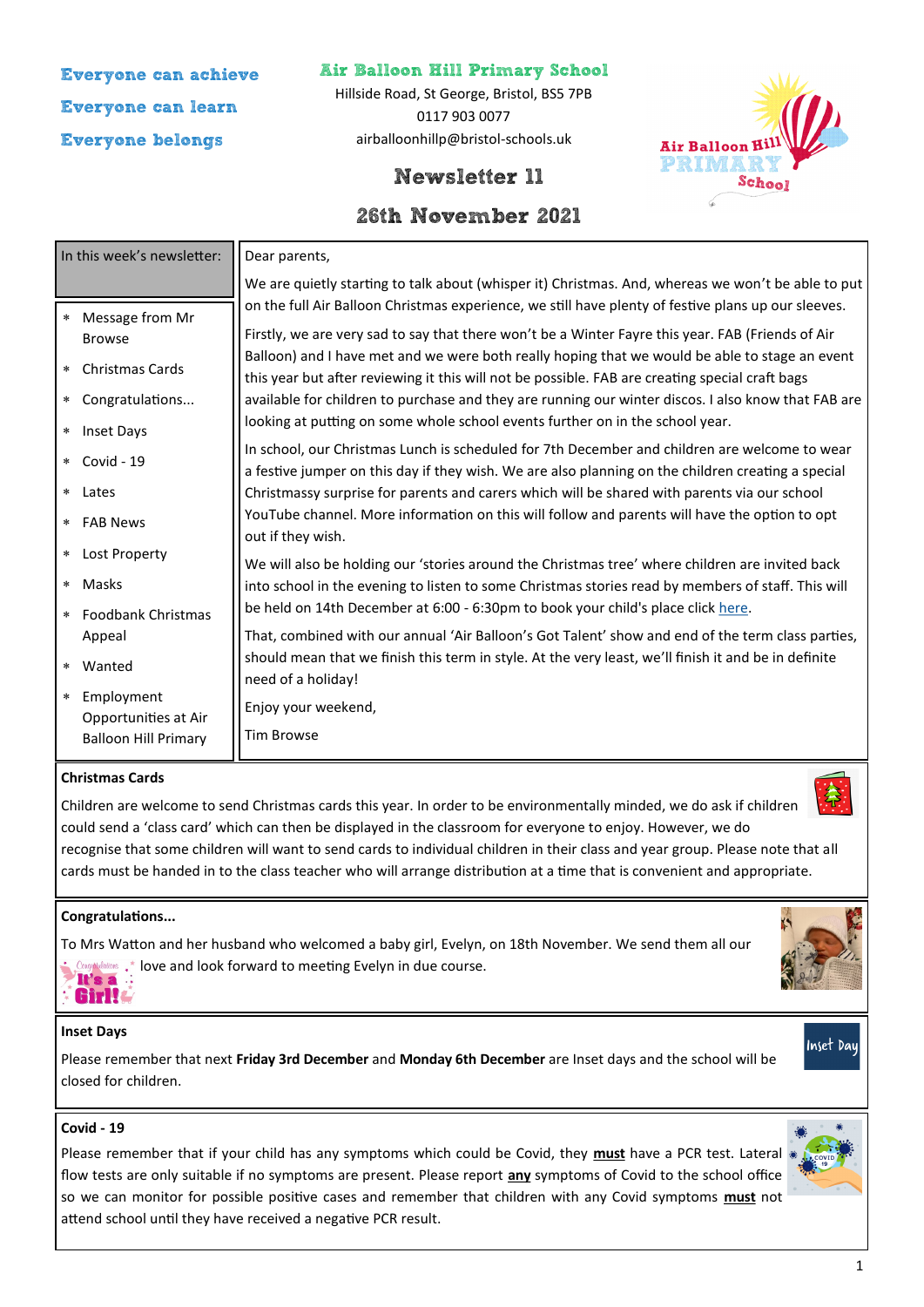Everyone can achieve

Everyone can learn

Everyone belongs

# Air Balloon Hill Primary School

Hillside Road, St George, Bristol, BS5 7PB

0117 903 0077

airballoonhillp@bristol-schools.uk

## Newsletter 11

## 26th November 2021

**In this week's newsletter:**

- Message from Mr Browse
- Christmas Cards
- Congratulations...
- Inset Days
- Covid - 19
- Lates
- FAB News
- Lost Property
- Masks
- Foodbank Christmas Appeal
- Wanted
- Employment Opportunities at Air Balloon Hill Primary

Dear parents,

We are quietly starting to talk about (whisper it) Christmas. And, whereas we won't be able to put on the full Air Balloon Christmas experience, we still have plenty of festive plans up our sleeves.

Firstly, we are very sad to say that there won't be a Winter Fayre this year. FAB (Friends of Air Balloon) and I have met and we were both really hoping that we would be able to stage an event this year but after reviewing it this will not be possible. FAB are creating special craft bags available for children to purchase and they are running our winter discos. I also know that FAB are looking at putting on some whole school events further on in the school year.

In school, our Christmas Lunch is scheduled for 7th December and children are welcome to wear a festive jumper on this day if they wish. We are also planning on the children creating a special Christmassy surprise for parents and carers which will be shared with parents via our school YouTube channel. More information on this will follow and parents will have the option to opt out if they wish.

We will also be holding our 'stories around the Christmas tree' where children are invited back into school in the evening to listen to some Christmas stories read by members of staff. This will be held on 14th December at 6:00 - 6:30pm to book your child's place click here.

That, combined with our annual 'Air Balloon's Got Talent' show and end of the term class parties, should mean that we finish this term in style. At the very least, we'll finish it and be in definite need of a holiday!

Enjoy your weekend,

Tim Browse

### Christmas Cards

Children are welcome to send Christmas cards this year. In order to be environmentally minded, we do ask if children could send a 'class card' which can then be displayed in the classroom for everyone to enjoy. However, we do recognise that some children will want to send cards to individual children in their class and year group. Please note that all cards must be handed in to the class teacher who will arrange distribution at a time that is convenient and appropriate.

### Congratulations...

To Mrs Watton and her husband who welcomed a baby girl, Evelyn, on 18th November. We send them all our love and look forward to meeting Evelyn in due course.

### Inset Days

Please remember that next **Friday 3rd December** and **Monday 6th December** are Inset days and the school will be closed for children.

### Covid - 19

Please remember that if your child has any symptoms which could be Covid, they **must** have a PCR test. Lateral flow tests are only suitable if no symptoms are present. Please report **any** symptoms of Covid to the school office so we can monitor for possible positive cases and remember that children with any Covid symptoms **must** not attend school until they have received a negative PCR result.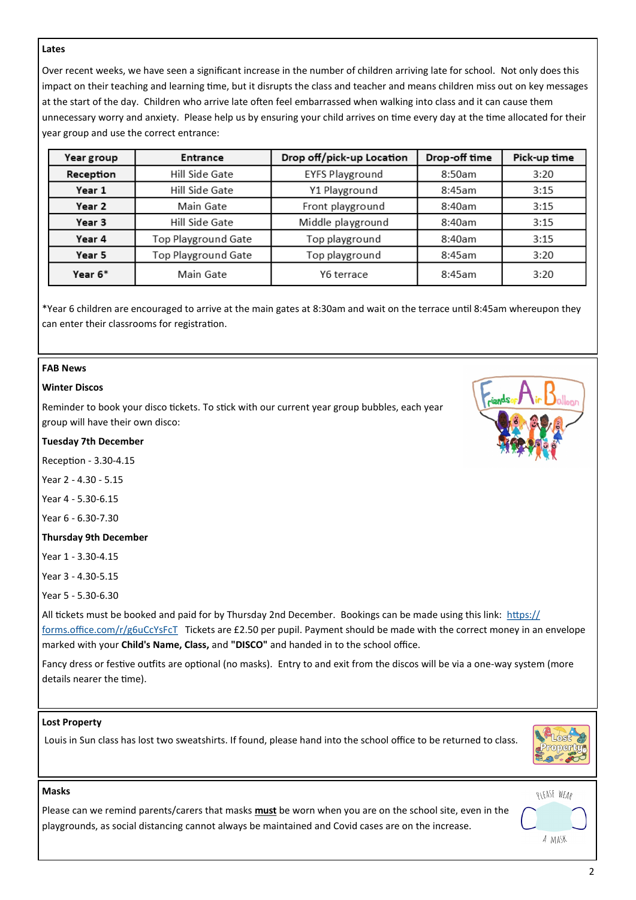**Lates**

Over recent weeks, we have seen a significant increase in the number of children arriving late for school. Not only does this impact on their teaching and learning time, but it disrupts the class and teacher and means children miss out on key messages at the start of the day. Children who arrive late often feel embarrassed when walking into class and it can cause them unnecessary worry and anxiety. Please help us by ensuring your child arrives on time every day at the time allocated for their year group and use the correct entrance:

| Year group | Entrance | Drop off/pick-up Location | Drop-off time | Pick-up time |
|---|---|---|---|---|
| **Reception** | Hill Side Gate | EYFS Playground | 8:50am | 3:20 |
| **Year 1** | Hill Side Gate | Y1 Playground | 8:45am | 3:15 |
| **Year 2** | Main Gate | Front playground | 8:40am | 3:15 |
| **Year 3** | Hill Side Gate | Middle playground | 8:40am | 3:15 |
| **Year 4** | Top Playground Gate | Top playground | 8:40am | 3:15 |
| **Year 5** | Top Playground Gate | Top playground | 8:45am | 3:20 |
| **Year 6*** | Main Gate | Y6 terrace | 8:45am | 3:20 |

*Year 6 children are encouraged to arrive at the main gates at 8:30am and wait on the terrace until 8:45am whereupon they can enter their classrooms for registration.

**FAB News**

**Winter Discos**

Reminder to book your disco tickets. To stick with our current year group bubbles, each year group will have their own disco:

**Tuesday 7th December**

Reception - 3.30-4.15

Year 2 - 4.30 - 5.15

Year 4 - 5.30-6.15

Year 6 - 6.30-7.30

**Thursday 9th December**

Year 1 - 3.30-4.15

Year 3 - 4.30-5.15

Year 5 - 5.30-6.30

All tickets must be booked and paid for by Thursday 2nd December. Bookings can be made using this link: https://forms.office.com/r/g6uCcYsFcT Tickets are £2.50 per pupil. Payment should be made with the correct money in an envelope marked with your **Child's Name, Class,** and **"DISCO"** and handed in to the school office.

Fancy dress or festive outfits are optional (no masks). Entry to and exit from the discos will be via a one-way system (more details nearer the time).

**Lost Property**

Louis in Sun class has lost two sweatshirts. If found, please hand into the school office to be returned to class.

**Masks**

Please can we remind parents/carers that masks **must** be worn when you are on the school site, even in the playgrounds, as social distancing cannot always be maintained and Covid cases are on the increase.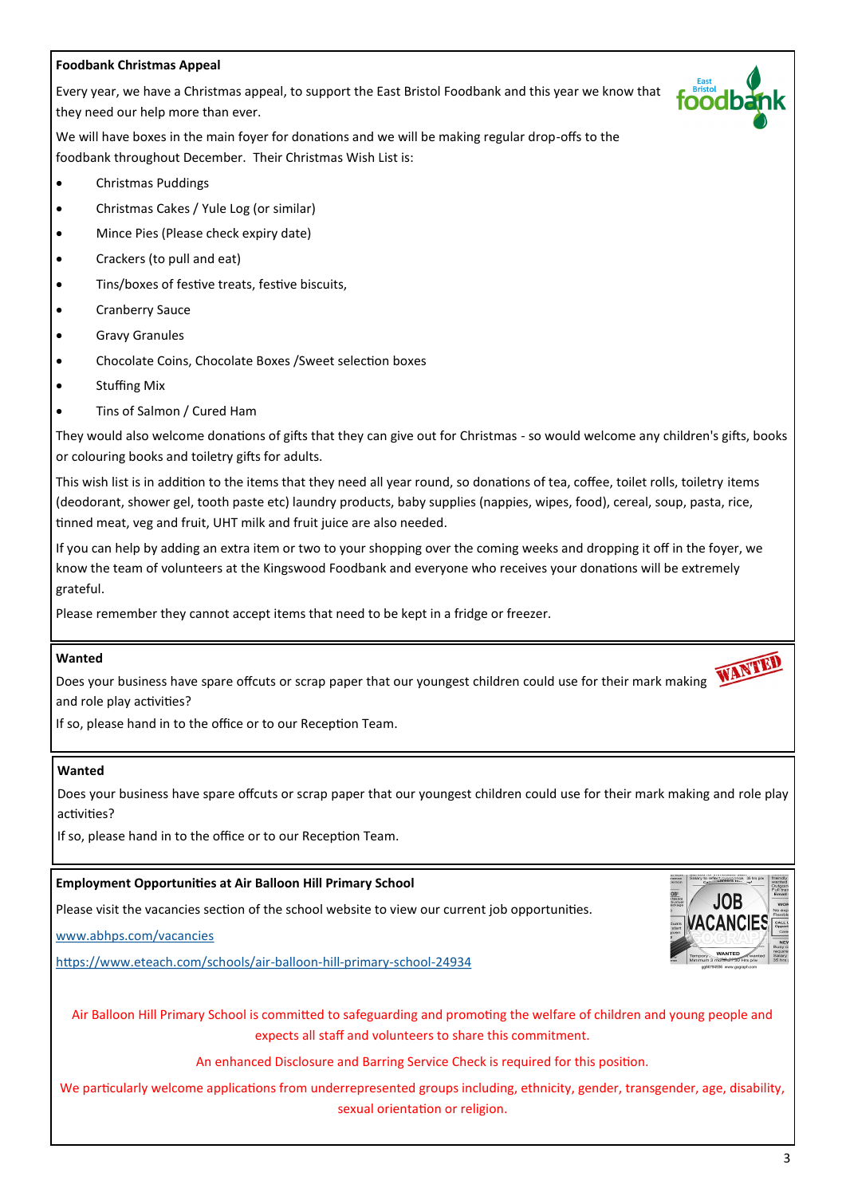**Foodbank Christmas Appeal**

Every year, we have a Christmas appeal, to support the East Bristol Foodbank and this year we know that they need our help more than ever.

We will have boxes in the main foyer for donations and we will be making regular drop-offs to the foodbank throughout December. Their Christmas Wish List is:

- Christmas Puddings
- Christmas Cakes / Yule Log (or similar)
- Mince Pies (Please check expiry date)
- Crackers (to pull and eat)
- Tins/boxes of festive treats, festive biscuits,
- Cranberry Sauce
- Gravy Granules
- Chocolate Coins, Chocolate Boxes /Sweet selection boxes
- Stuffing Mix
- Tins of Salmon / Cured Ham

They would also welcome donations of gifts that they can give out for Christmas - so would welcome any children's gifts, books or colouring books and toiletry gifts for adults.

This wish list is in addition to the items that they need all year round, so donations of tea, coffee, toilet rolls, toiletry items (deodorant, shower gel, tooth paste etc) laundry products, baby supplies (nappies, wipes, food), cereal, soup, pasta, rice, tinned meat, veg and fruit, UHT milk and fruit juice are also needed.

If you can help by adding an extra item or two to your shopping over the coming weeks and dropping it off in the foyer, we know the team of volunteers at the Kingswood Foodbank and everyone who receives your donations will be extremely grateful.

Please remember they cannot accept items that need to be kept in a fridge or freezer.

**Wanted**

Does your business have spare offcuts or scrap paper that our youngest children could use for their mark making and role play activities?

If so, please hand in to the office or to our Reception Team.

**Wanted**

Does your business have spare offcuts or scrap paper that our youngest children could use for their mark making and role play activities?

If so, please hand in to the office or to our Reception Team.

**Employment Opportunities at Air Balloon Hill Primary School**

Please visit the vacancies section of the school website to view our current job opportunities.

www.abhps.com/vacancies

https://www.eteach.com/schools/air-balloon-hill-primary-school-24934

Air Balloon Hill Primary School is committed to safeguarding and promoting the welfare of children and young people and expects all staff and volunteers to share this commitment.

An enhanced Disclosure and Barring Service Check is required for this position.

We particularly welcome applications from underrepresented groups including, ethnicity, gender, transgender, age, disability, sexual orientation or religion.